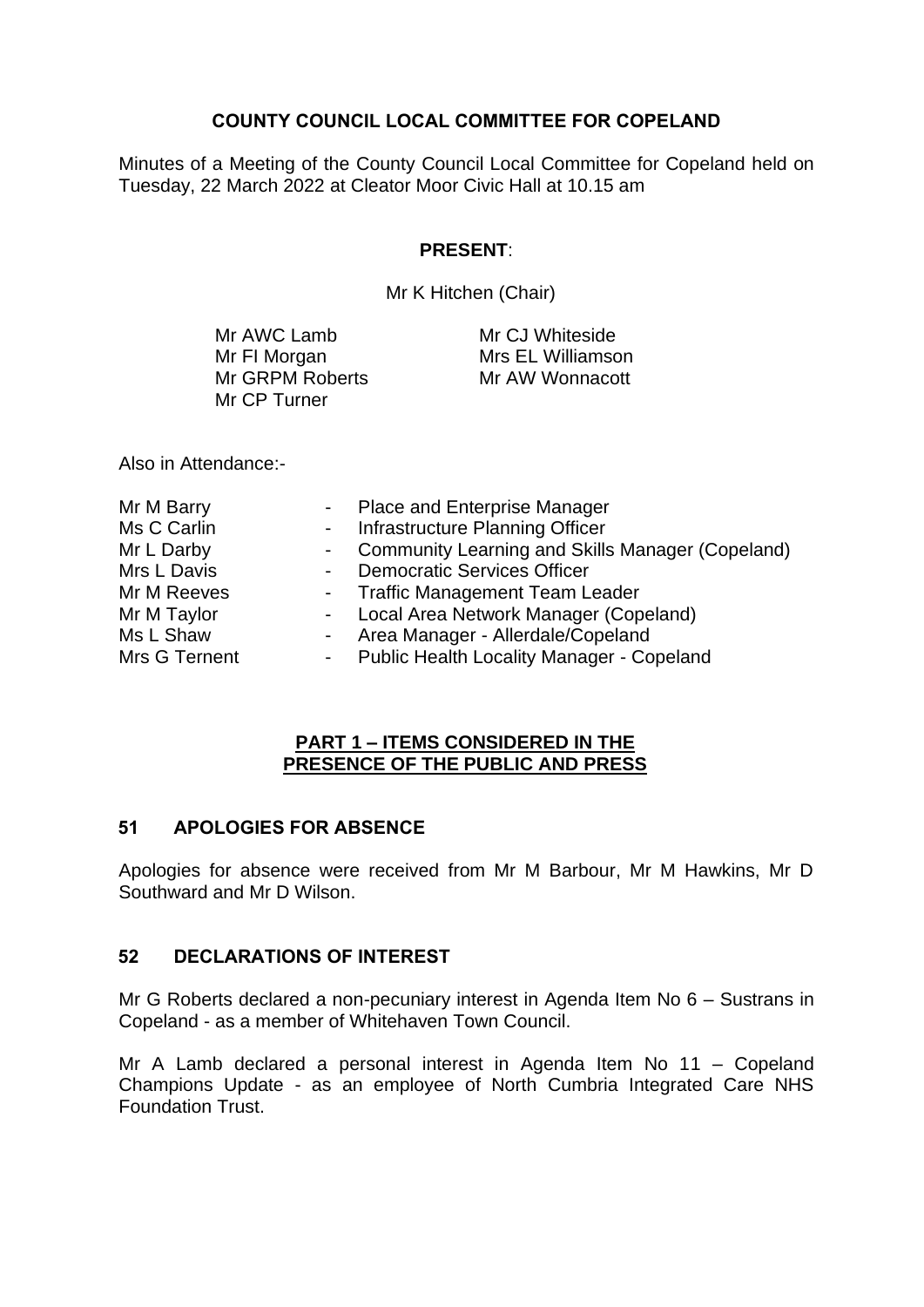# COUNTY COUNCIL LOCAL COMMITTEE FOR COPELAND

Minutes of a Meeting of the County Council Local Committee for Copeland held on Tuesday, 22 March 2022 at Cleator Moor Civic Hall at 10.15 am

**PRESENT**:

Mr K Hitchen (Chair)

Mr AWC Lamb
Mr FI Morgan
Mr GRPM Roberts
Mr CP Turner
Mr CJ Whiteside
Mrs EL Williamson
Mr AW Wonnacott

Also in Attendance:-

| | | |
|---|---|---|
| Mr M Barry | - | Place and Enterprise Manager |
| Ms C Carlin | - | Infrastructure Planning Officer |
| Mr L Darby | - | Community Learning and Skills Manager (Copeland) |
| Mrs L Davis | - | Democratic Services Officer |
| Mr M Reeves | - | Traffic Management Team Leader |
| Mr M Taylor | - | Local Area Network Manager (Copeland) |
| Ms L Shaw | - | Area Manager - Allerdale/Copeland |
| Mrs G Ternent | - | Public Health Locality Manager - Copeland |

## PART 1 – ITEMS CONSIDERED IN THE PRESENCE OF THE PUBLIC AND PRESS

### 51 APOLOGIES FOR ABSENCE

Apologies for absence were received from Mr M Barbour, Mr M Hawkins, Mr D Southward and Mr D Wilson.

### 52 DECLARATIONS OF INTEREST

Mr G Roberts declared a non-pecuniary interest in Agenda Item No 6 – Sustrans in Copeland - as a member of Whitehaven Town Council.

Mr A Lamb declared a personal interest in Agenda Item No 11 – Copeland Champions Update - as an employee of North Cumbria Integrated Care NHS Foundation Trust.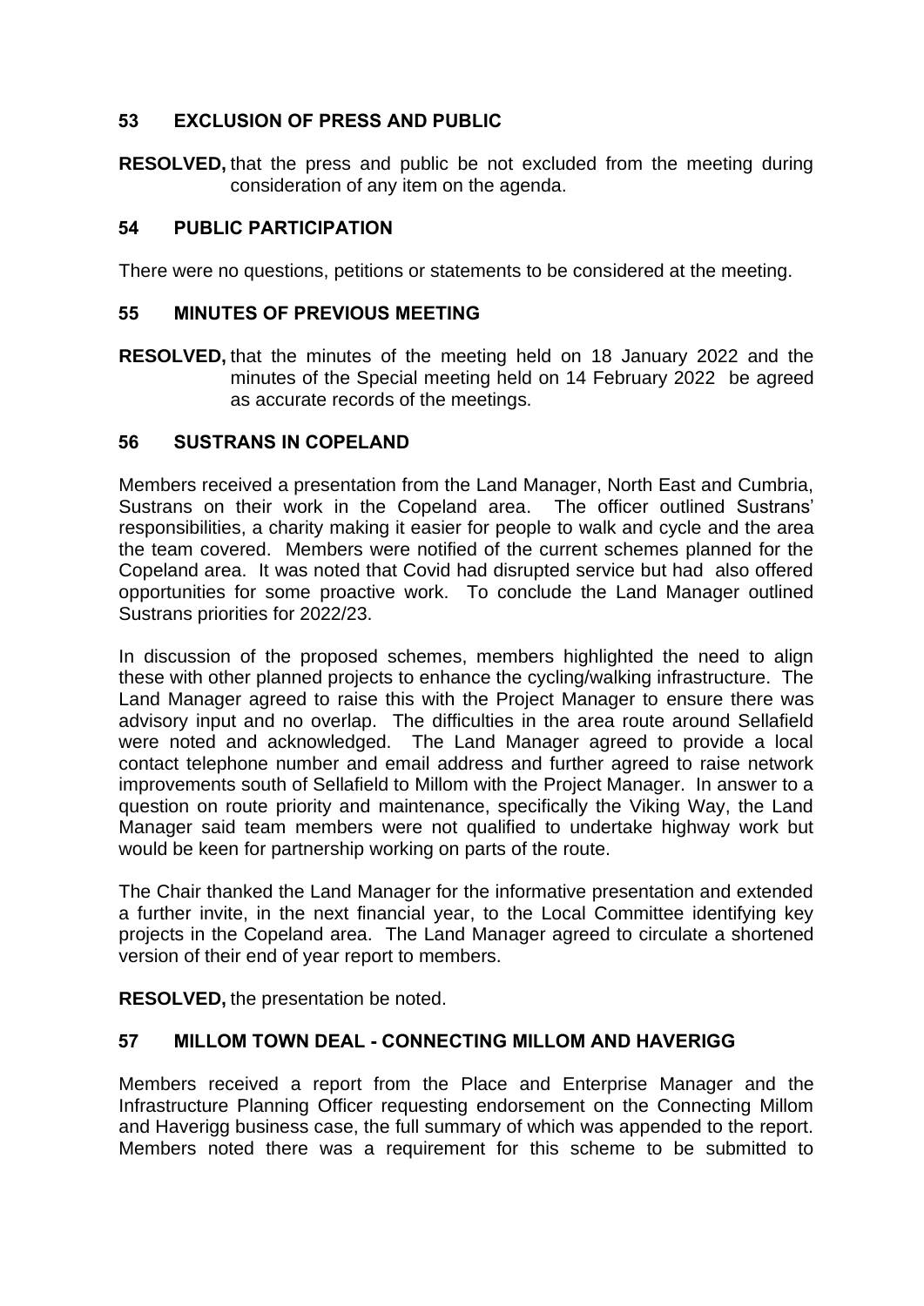## 53 EXCLUSION OF PRESS AND PUBLIC

**RESOLVED,** that the press and public be not excluded from the meeting during consideration of any item on the agenda.

## 54 PUBLIC PARTICIPATION

There were no questions, petitions or statements to be considered at the meeting.

## 55 MINUTES OF PREVIOUS MEETING

**RESOLVED,** that the minutes of the meeting held on 18 January 2022 and the minutes of the Special meeting held on 14 February 2022 be agreed as accurate records of the meetings.

## 56 SUSTRANS IN COPELAND

Members received a presentation from the Land Manager, North East and Cumbria, Sustrans on their work in the Copeland area. The officer outlined Sustrans' responsibilities, a charity making it easier for people to walk and cycle and the area the team covered. Members were notified of the current schemes planned for the Copeland area. It was noted that Covid had disrupted service but had also offered opportunities for some proactive work. To conclude the Land Manager outlined Sustrans priorities for 2022/23.

In discussion of the proposed schemes, members highlighted the need to align these with other planned projects to enhance the cycling/walking infrastructure. The Land Manager agreed to raise this with the Project Manager to ensure there was advisory input and no overlap. The difficulties in the area route around Sellafield were noted and acknowledged. The Land Manager agreed to provide a local contact telephone number and email address and further agreed to raise network improvements south of Sellafield to Millom with the Project Manager. In answer to a question on route priority and maintenance, specifically the Viking Way, the Land Manager said team members were not qualified to undertake highway work but would be keen for partnership working on parts of the route.

The Chair thanked the Land Manager for the informative presentation and extended a further invite, in the next financial year, to the Local Committee identifying key projects in the Copeland area. The Land Manager agreed to circulate a shortened version of their end of year report to members.

**RESOLVED,** the presentation be noted.

## 57 MILLOM TOWN DEAL - CONNECTING MILLOM AND HAVERIGG

Members received a report from the Place and Enterprise Manager and the Infrastructure Planning Officer requesting endorsement on the Connecting Millom and Haverigg business case, the full summary of which was appended to the report. Members noted there was a requirement for this scheme to be submitted to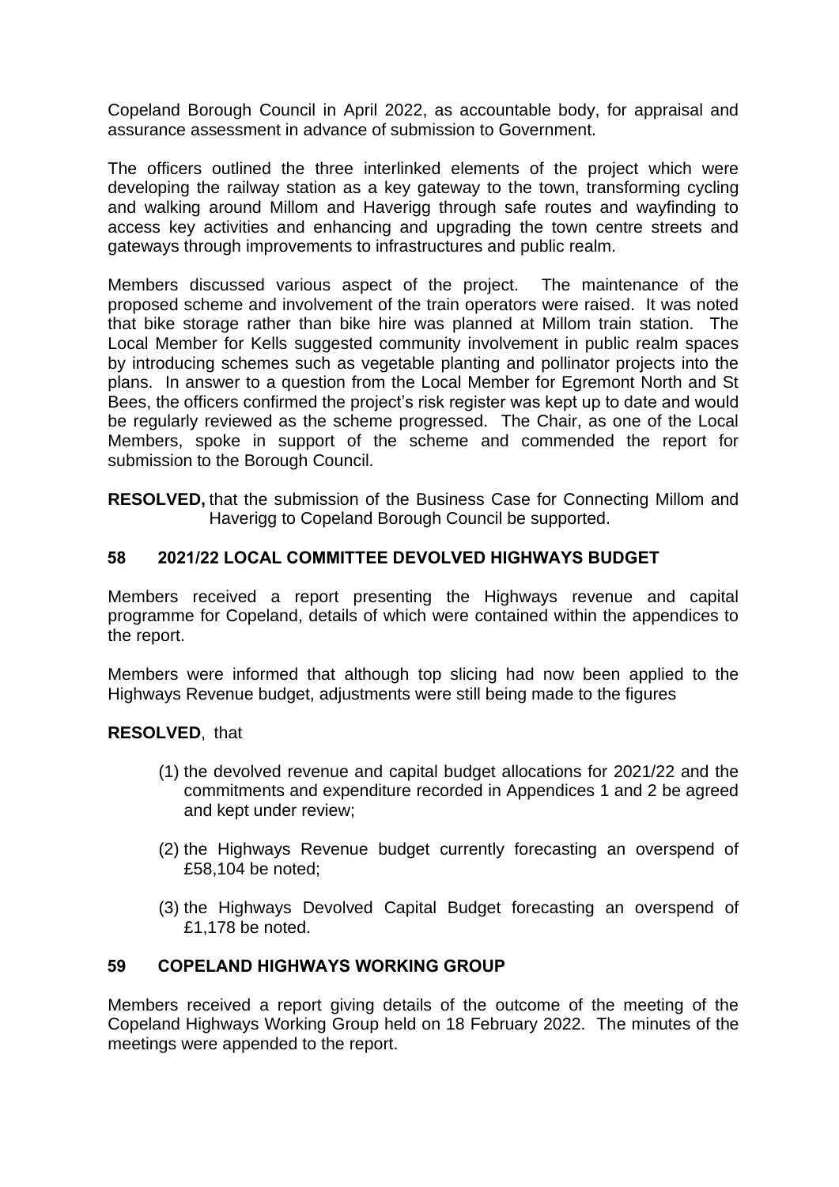Copeland Borough Council in April 2022, as accountable body, for appraisal and assurance assessment in advance of submission to Government.

The officers outlined the three interlinked elements of the project which were developing the railway station as a key gateway to the town, transforming cycling and walking around Millom and Haverigg through safe routes and wayfinding to access key activities and enhancing and upgrading the town centre streets and gateways through improvements to infrastructures and public realm.

Members discussed various aspect of the project. The maintenance of the proposed scheme and involvement of the train operators were raised. It was noted that bike storage rather than bike hire was planned at Millom train station. The Local Member for Kells suggested community involvement in public realm spaces by introducing schemes such as vegetable planting and pollinator projects into the plans. In answer to a question from the Local Member for Egremont North and St Bees, the officers confirmed the project's risk register was kept up to date and would be regularly reviewed as the scheme progressed. The Chair, as one of the Local Members, spoke in support of the scheme and commended the report for submission to the Borough Council.

**RESOLVED,** that the submission of the Business Case for Connecting Millom and Haverigg to Copeland Borough Council be supported.

## 58 2021/22 LOCAL COMMITTEE DEVOLVED HIGHWAYS BUDGET

Members received a report presenting the Highways revenue and capital programme for Copeland, details of which were contained within the appendices to the report.

Members were informed that although top slicing had now been applied to the Highways Revenue budget, adjustments were still being made to the figures

**RESOLVED**, that

(1) the devolved revenue and capital budget allocations for 2021/22 and the commitments and expenditure recorded in Appendices 1 and 2 be agreed and kept under review;

(2) the Highways Revenue budget currently forecasting an overspend of £58,104 be noted;

(3) the Highways Devolved Capital Budget forecasting an overspend of £1,178 be noted.

## 59 COPELAND HIGHWAYS WORKING GROUP

Members received a report giving details of the outcome of the meeting of the Copeland Highways Working Group held on 18 February 2022. The minutes of the meetings were appended to the report.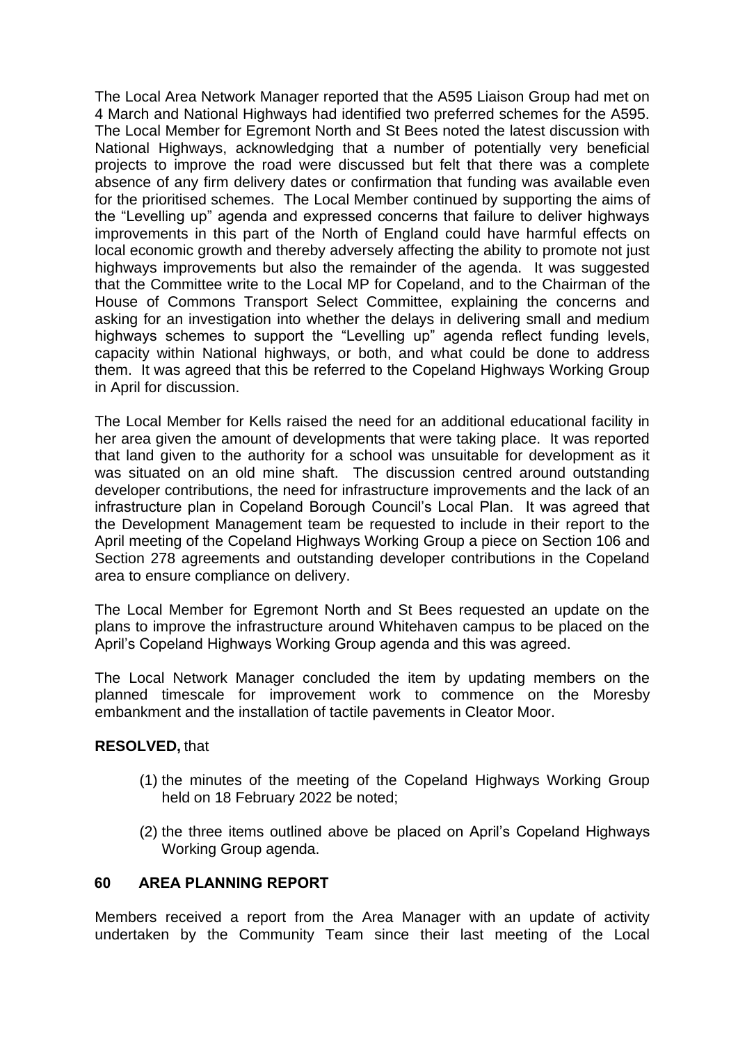The Local Area Network Manager reported that the A595 Liaison Group had met on 4 March and National Highways had identified two preferred schemes for the A595. The Local Member for Egremont North and St Bees noted the latest discussion with National Highways, acknowledging that a number of potentially very beneficial projects to improve the road were discussed but felt that there was a complete absence of any firm delivery dates or confirmation that funding was available even for the prioritised schemes. The Local Member continued by supporting the aims of the "Levelling up" agenda and expressed concerns that failure to deliver highways improvements in this part of the North of England could have harmful effects on local economic growth and thereby adversely affecting the ability to promote not just highways improvements but also the remainder of the agenda. It was suggested that the Committee write to the Local MP for Copeland, and to the Chairman of the House of Commons Transport Select Committee, explaining the concerns and asking for an investigation into whether the delays in delivering small and medium highways schemes to support the "Levelling up" agenda reflect funding levels, capacity within National highways, or both, and what could be done to address them. It was agreed that this be referred to the Copeland Highways Working Group in April for discussion.

The Local Member for Kells raised the need for an additional educational facility in her area given the amount of developments that were taking place. It was reported that land given to the authority for a school was unsuitable for development as it was situated on an old mine shaft. The discussion centred around outstanding developer contributions, the need for infrastructure improvements and the lack of an infrastructure plan in Copeland Borough Council's Local Plan. It was agreed that the Development Management team be requested to include in their report to the April meeting of the Copeland Highways Working Group a piece on Section 106 and Section 278 agreements and outstanding developer contributions in the Copeland area to ensure compliance on delivery.

The Local Member for Egremont North and St Bees requested an update on the plans to improve the infrastructure around Whitehaven campus to be placed on the April's Copeland Highways Working Group agenda and this was agreed.

The Local Network Manager concluded the item by updating members on the planned timescale for improvement work to commence on the Moresby embankment and the installation of tactile pavements in Cleator Moor.

**RESOLVED,** that

(1) the minutes of the meeting of the Copeland Highways Working Group held on 18 February 2022 be noted;

(2) the three items outlined above be placed on April's Copeland Highways Working Group agenda.

## 60 AREA PLANNING REPORT

Members received a report from the Area Manager with an update of activity undertaken by the Community Team since their last meeting of the Local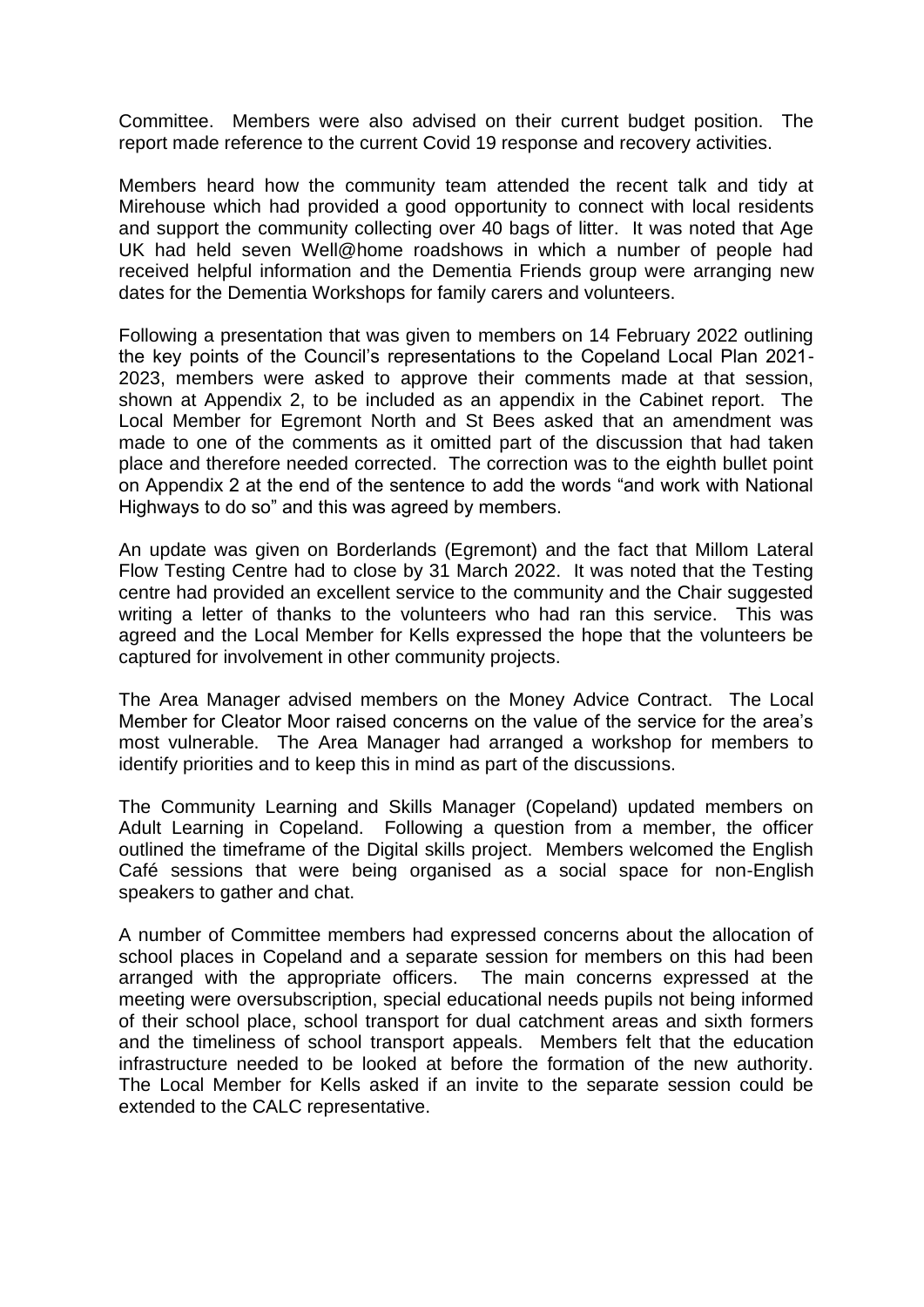Committee. Members were also advised on their current budget position. The report made reference to the current Covid 19 response and recovery activities.

Members heard how the community team attended the recent talk and tidy at Mirehouse which had provided a good opportunity to connect with local residents and support the community collecting over 40 bags of litter. It was noted that Age UK had held seven Well@home roadshows in which a number of people had received helpful information and the Dementia Friends group were arranging new dates for the Dementia Workshops for family carers and volunteers.

Following a presentation that was given to members on 14 February 2022 outlining the key points of the Council's representations to the Copeland Local Plan 2021-2023, members were asked to approve their comments made at that session, shown at Appendix 2, to be included as an appendix in the Cabinet report. The Local Member for Egremont North and St Bees asked that an amendment was made to one of the comments as it omitted part of the discussion that had taken place and therefore needed corrected. The correction was to the eighth bullet point on Appendix 2 at the end of the sentence to add the words "and work with National Highways to do so" and this was agreed by members.

An update was given on Borderlands (Egremont) and the fact that Millom Lateral Flow Testing Centre had to close by 31 March 2022. It was noted that the Testing centre had provided an excellent service to the community and the Chair suggested writing a letter of thanks to the volunteers who had ran this service. This was agreed and the Local Member for Kells expressed the hope that the volunteers be captured for involvement in other community projects.

The Area Manager advised members on the Money Advice Contract. The Local Member for Cleator Moor raised concerns on the value of the service for the area's most vulnerable. The Area Manager had arranged a workshop for members to identify priorities and to keep this in mind as part of the discussions.

The Community Learning and Skills Manager (Copeland) updated members on Adult Learning in Copeland. Following a question from a member, the officer outlined the timeframe of the Digital skills project. Members welcomed the English Café sessions that were being organised as a social space for non-English speakers to gather and chat.

A number of Committee members had expressed concerns about the allocation of school places in Copeland and a separate session for members on this had been arranged with the appropriate officers. The main concerns expressed at the meeting were oversubscription, special educational needs pupils not being informed of their school place, school transport for dual catchment areas and sixth formers and the timeliness of school transport appeals. Members felt that the education infrastructure needed to be looked at before the formation of the new authority. The Local Member for Kells asked if an invite to the separate session could be extended to the CALC representative.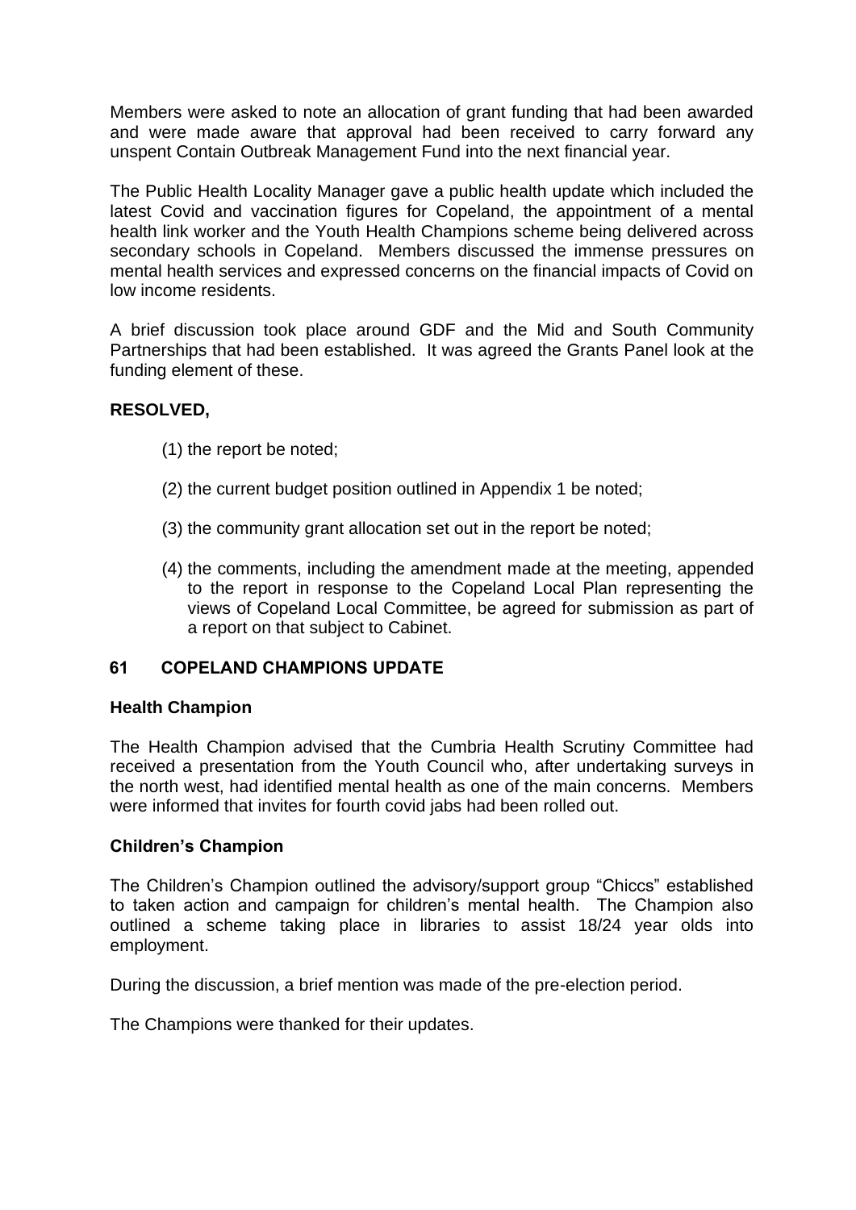Members were asked to note an allocation of grant funding that had been awarded and were made aware that approval had been received to carry forward any unspent Contain Outbreak Management Fund into the next financial year.

The Public Health Locality Manager gave a public health update which included the latest Covid and vaccination figures for Copeland, the appointment of a mental health link worker and the Youth Health Champions scheme being delivered across secondary schools in Copeland. Members discussed the immense pressures on mental health services and expressed concerns on the financial impacts of Covid on low income residents.

A brief discussion took place around GDF and the Mid and South Community Partnerships that had been established. It was agreed the Grants Panel look at the funding element of these.

**RESOLVED,**

(1) the report be noted;

(2) the current budget position outlined in Appendix 1 be noted;

(3) the community grant allocation set out in the report be noted;

(4) the comments, including the amendment made at the meeting, appended to the report in response to the Copeland Local Plan representing the views of Copeland Local Committee, be agreed for submission as part of a report on that subject to Cabinet.

## 61 COPELAND CHAMPIONS UPDATE

### Health Champion

The Health Champion advised that the Cumbria Health Scrutiny Committee had received a presentation from the Youth Council who, after undertaking surveys in the north west, had identified mental health as one of the main concerns. Members were informed that invites for fourth covid jabs had been rolled out.

### Children's Champion

The Children's Champion outlined the advisory/support group "Chiccs" established to taken action and campaign for children's mental health. The Champion also outlined a scheme taking place in libraries to assist 18/24 year olds into employment.

During the discussion, a brief mention was made of the pre-election period.

The Champions were thanked for their updates.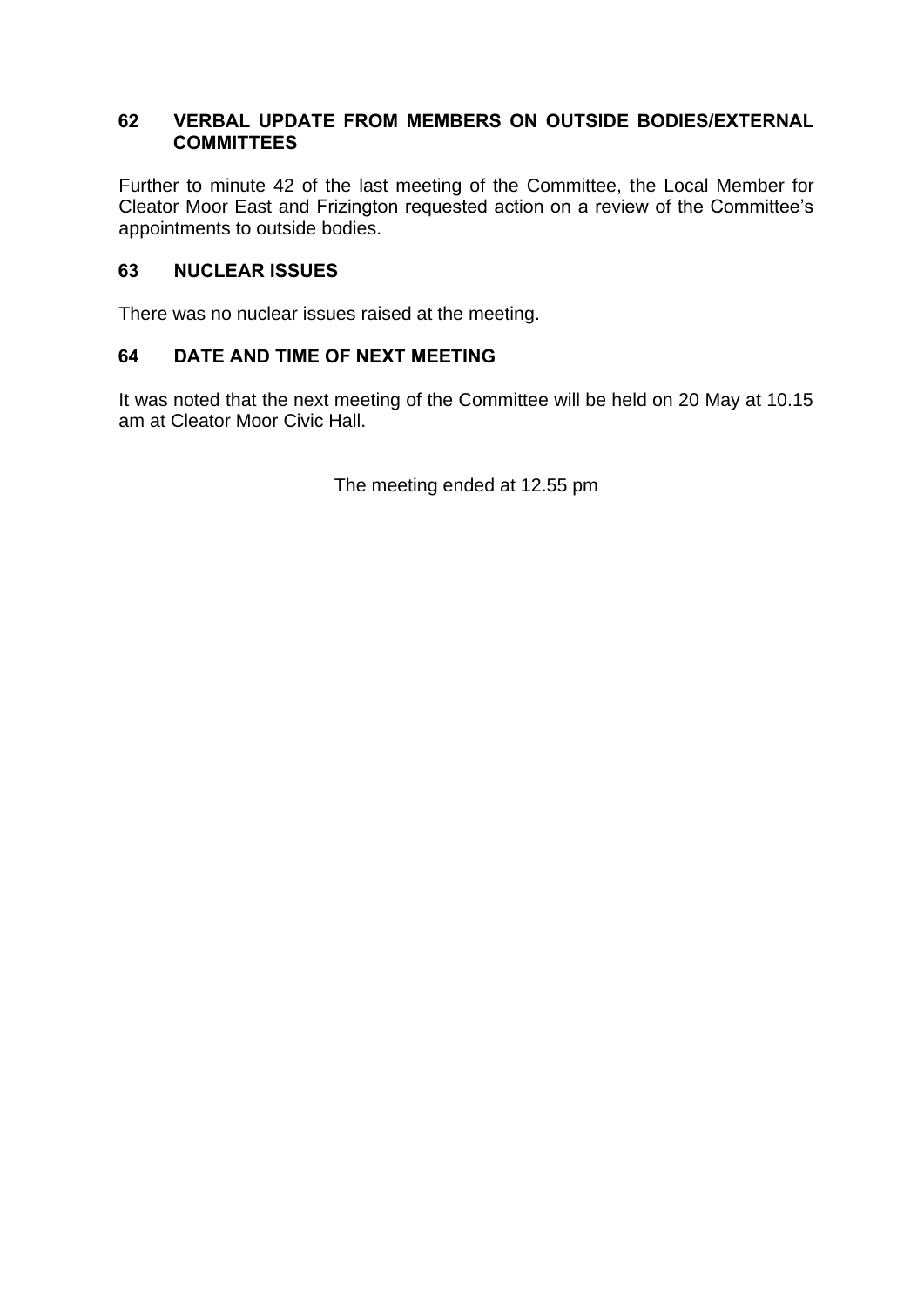## 62 VERBAL UPDATE FROM MEMBERS ON OUTSIDE BODIES/EXTERNAL COMMITTEES

Further to minute 42 of the last meeting of the Committee, the Local Member for Cleator Moor East and Frizington requested action on a review of the Committee's appointments to outside bodies.

## 63 NUCLEAR ISSUES

There was no nuclear issues raised at the meeting.

## 64 DATE AND TIME OF NEXT MEETING

It was noted that the next meeting of the Committee will be held on 20 May at 10.15 am at Cleator Moor Civic Hall.

The meeting ended at 12.55 pm